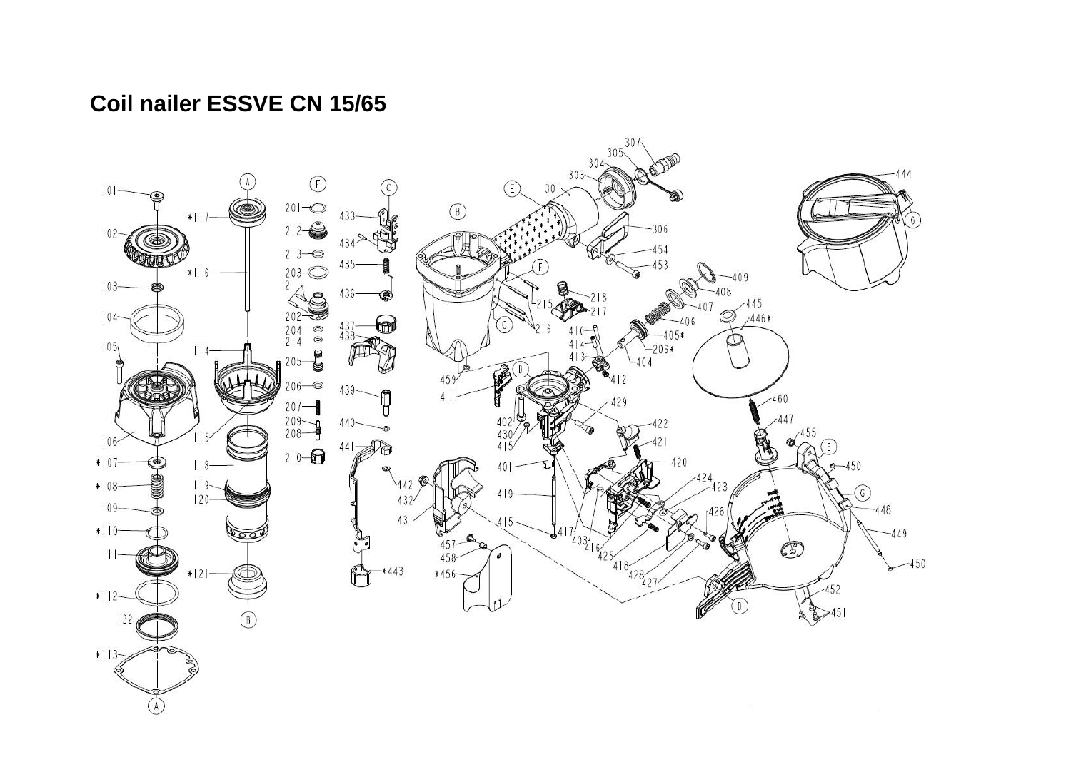# Coil nailer ESSVE CN 15/65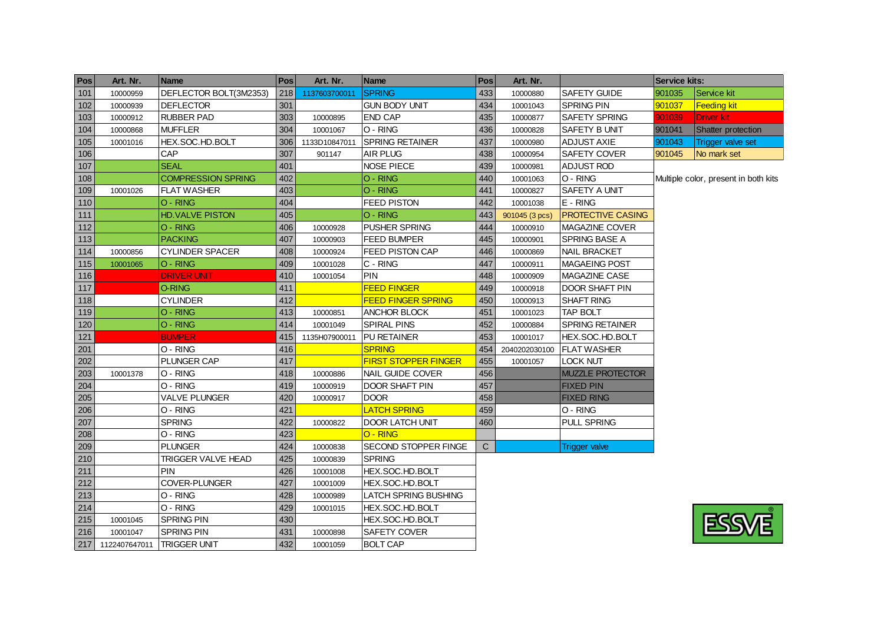| Pos | Art. Nr. | Name | Pos | Art. Nr. | Name | Pos | Art. Nr. | | Service kits: | |
|---|---|---|---|---|---|---|---|---|---|---|
| 101 | 10000959 | DEFLECTOR BOLT(3M2353) | 218 | 1137603700011 | SPRING | 433 | 10000880 | SAFETY GUIDE | 901035 | Service kit |
| 102 | 10000939 | DEFLECTOR | 301 | | GUN BODY UNIT | 434 | 10001043 | SPRING PIN | 901037 | Feeding kit |
| 103 | 10000912 | RUBBER PAD | 303 | 10000895 | END CAP | 435 | 10000877 | SAFETY SPRING | 901039 | Driver kit |
| 104 | 10000868 | MUFFLER | 304 | 10001067 | O - RING | 436 | 10000828 | SAFETY B UNIT | 901041 | Shatter protection |
| 105 | 10001016 | HEX.SOC.HD.BOLT | 306 | 1133D10847011 | SPRING RETAINER | 437 | 10000980 | ADJUST AXIE | 901043 | Trigger valve set |
| 106 | | CAP | 307 | 901147 | AIR PLUG | 438 | 10000954 | SAFETY COVER | 901045 | No mark set |
| 107 | | SEAL | 401 | | NOSE PIECE | 439 | 10000981 | ADJUST ROD | | |
| 108 | | COMPRESSION SPRING | 402 | | O - RING | 440 | 10001063 | O - RING | Multiple color, present in both kits | |
| 109 | 10001026 | FLAT WASHER | 403 | | O - RING | 441 | 10000827 | SAFETY A UNIT | | |
| 110 | | O - RING | 404 | | FEED PISTON | 442 | 10001038 | E - RING | | |
| 111 | | HD.VALVE PISTON | 405 | | O - RING | 443 | 901045 (3 pcs) | PROTECTIVE CASING | | |
| 112 | | O - RING | 406 | 10000928 | PUSHER SPRING | 444 | 10000910 | MAGAZINE COVER | | |
| 113 | | PACKING | 407 | 10000903 | FEED BUMPER | 445 | 10000901 | SPRING BASE A | | |
| 114 | 10000856 | CYLINDER SPACER | 408 | 10000924 | FEED PISTON CAP | 446 | 10000869 | NAIL BRACKET | | |
| 115 | 10001065 | O - RING | 409 | 10001028 | C - RING | 447 | 10000911 | MAGAEING POST | | |
| 116 | | DRIVER UNIT | 410 | 10001054 | PIN | 448 | 10000909 | MAGAZINE CASE | | |
| 117 | | O-RING | 411 | | FEED FINGER | 449 | 10000918 | DOOR SHAFT PIN | | |
| 118 | | CYLINDER | 412 | | FEED FINGER SPRING | 450 | 10000913 | SHAFT RING | | |
| 119 | | O - RING | 413 | 10000851 | ANCHOR BLOCK | 451 | 10001023 | TAP BOLT | | |
| 120 | | O - RING | 414 | 10001049 | SPIRAL PINS | 452 | 10000884 | SPRING RETAINER | | |
| 121 | | BUMPER | 415 | 1135H07900011 | PU RETAINER | 453 | 10001017 | HEX.SOC.HD.BOLT | | |
| 201 | | O - RING | 416 | | SPRING | 454 | 2040202030100 | FLAT WASHER | | |
| 202 | | PLUNGER CAP | 417 | | FIRST STOPPER FINGER | 455 | 10001057 | LOCK NUT | | |
| 203 | 10001378 | O - RING | 418 | 10000886 | NAIL GUIDE COVER | 456 | | MUZZLE PROTECTOR | | |
| 204 | | O - RING | 419 | 10000919 | DOOR SHAFT PIN | 457 | | FIXED PIN | | |
| 205 | | VALVE PLUNGER | 420 | 10000917 | DOOR | 458 | | FIXED RING | | |
| 206 | | O - RING | 421 | | LATCH SPRING | 459 | | O - RING | | |
| 207 | | SPRING | 422 | 10000822 | DOOR LATCH UNIT | 460 | | PULL SPRING | | |
| 208 | | O - RING | 423 | | O - RING | | | | | |
| 209 | | PLUNGER | 424 | 10000838 | SECOND STOPPER FINGE | C | | Trigger valve | | |
| 210 | | TRIGGER VALVE HEAD | 425 | 10000839 | SPRING | | | | | |
| 211 | | PIN | 426 | 10001008 | HEX.SOC.HD.BOLT | | | | | |
| 212 | | COVER-PLUNGER | 427 | 10001009 | HEX.SOC.HD.BOLT | | | | | |
| 213 | | O - RING | 428 | 10000989 | LATCH SPRING BUSHING | | | | | |
| 214 | | O - RING | 429 | 10001015 | HEX.SOC.HD.BOLT | | | | | |
| 215 | 10001045 | SPRING PIN | 430 | | HEX.SOC.HD.BOLT | | | | | |
| 216 | 10001047 | SPRING PIN | 431 | 10000898 | SAFETY COVER | | | | | |
| 217 | 1122407647011 | TRIGGER UNIT | 432 | 10001059 | BOLT CAP | | | | | |

ESSVE®